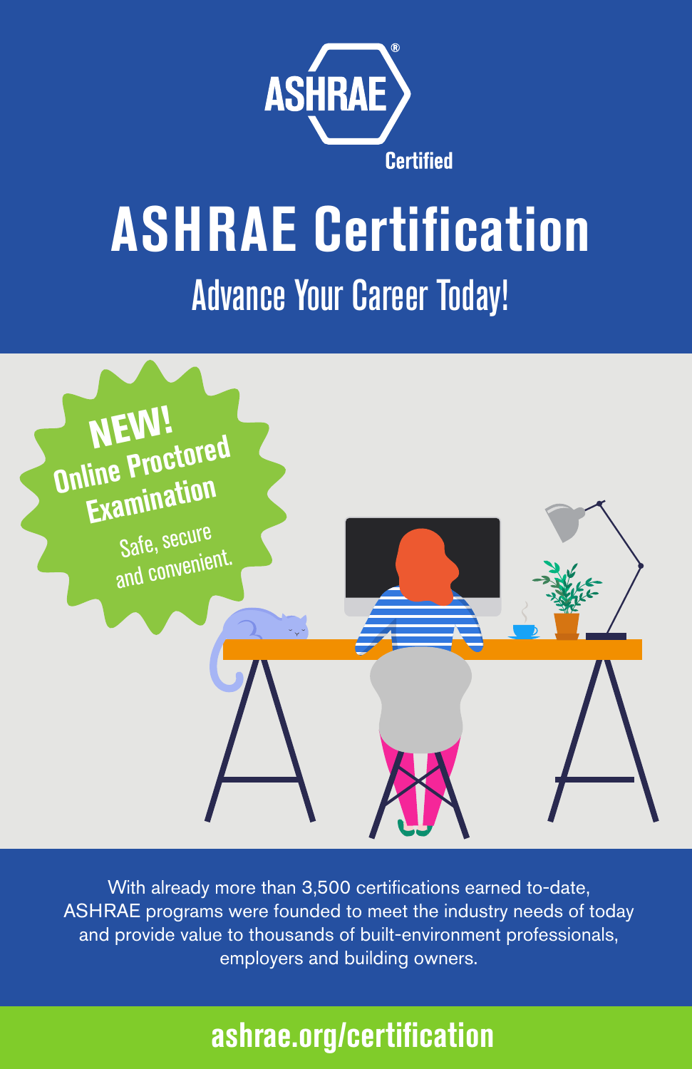ASHRAE®

Certified

# ASHRAE Certification

## Advance Your Career Today!

**NEW!**
**Online Proctored Examination**
Safe, secure and convenient.

With already more than 3,500 certifications earned to-date, ASHRAE programs were founded to meet the industry needs of today and provide value to thousands of built-environment professionals, employers and building owners.

**ashrae.org/certification**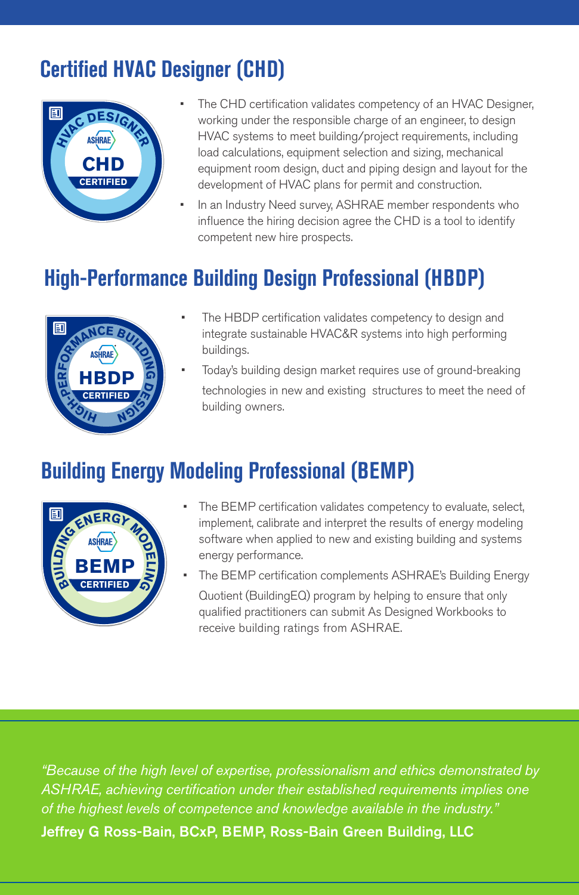## Certified HVAC Designer (CHD)

- The CHD certification validates competency of an HVAC Designer, working under the responsible charge of an engineer, to design HVAC systems to meet building/project requirements, including load calculations, equipment selection and sizing, mechanical equipment room design, duct and piping design and layout for the development of HVAC plans for permit and construction.
- In an Industry Need survey, ASHRAE member respondents who influence the hiring decision agree the CHD is a tool to identify competent new hire prospects.

## High-Performance Building Design Professional (HBDP)

- The HBDP certification validates competency to design and integrate sustainable HVAC&R systems into high performing buildings.
- Today's building design market requires use of ground-breaking technologies in new and existing structures to meet the need of building owners.

## Building Energy Modeling Professional (BEMP)

- The BEMP certification validates competency to evaluate, select, implement, calibrate and interpret the results of energy modeling software when applied to new and existing building and systems energy performance.
- The BEMP certification complements ASHRAE's Building Energy Quotient (BuildingEQ) program by helping to ensure that only qualified practitioners can submit As Designed Workbooks to receive building ratings from ASHRAE.

*"Because of the high level of expertise, professionalism and ethics demonstrated by ASHRAE, achieving certification under their established requirements implies one of the highest levels of competence and knowledge available in the industry."*

**Jeffrey G Ross-Bain, BCxP, BEMP, Ross-Bain Green Building, LLC**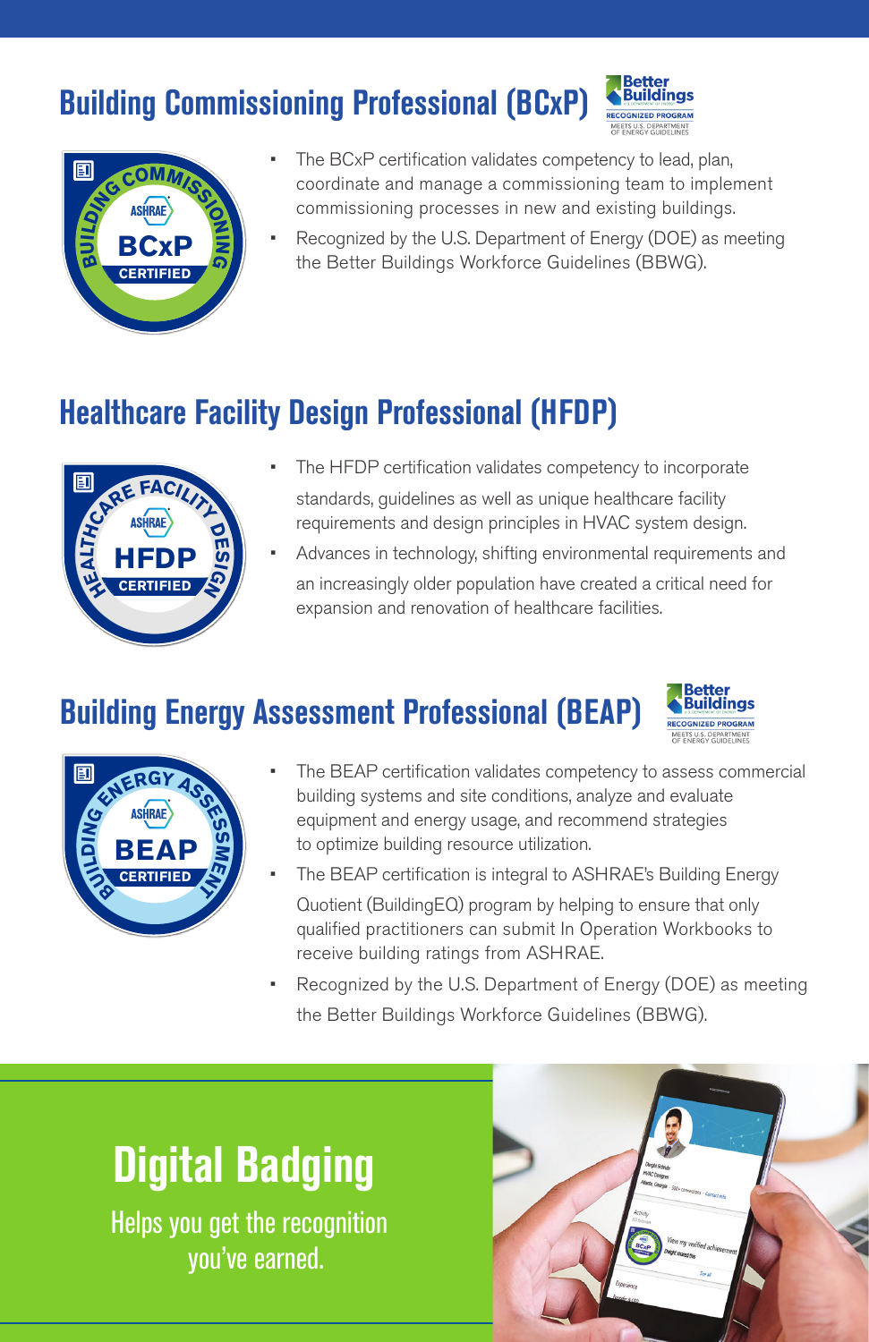## Building Commissioning Professional (BCxP)

- The BCxP certification validates competency to lead, plan, coordinate and manage a commissioning team to implement commissioning processes in new and existing buildings.
- Recognized by the U.S. Department of Energy (DOE) as meeting the Better Buildings Workforce Guidelines (BBWG).

## Healthcare Facility Design Professional (HFDP)

- The HFDP certification validates competency to incorporate standards, guidelines as well as unique healthcare facility requirements and design principles in HVAC system design.
- Advances in technology, shifting environmental requirements and an increasingly older population have created a critical need for expansion and renovation of healthcare facilities.

## Building Energy Assessment Professional (BEAP)

- The BEAP certification validates competency to assess commercial building systems and site conditions, analyze and evaluate equipment and energy usage, and recommend strategies to optimize building resource utilization.
- The BEAP certification is integral to ASHRAE's Building Energy Quotient (BuildingEQ) program by helping to ensure that only qualified practitioners can submit In Operation Workbooks to receive building ratings from ASHRAE.
- Recognized by the U.S. Department of Energy (DOE) as meeting the Better Buildings Workforce Guidelines (BBWG).

# Digital Badging

Helps you get the recognition you've earned.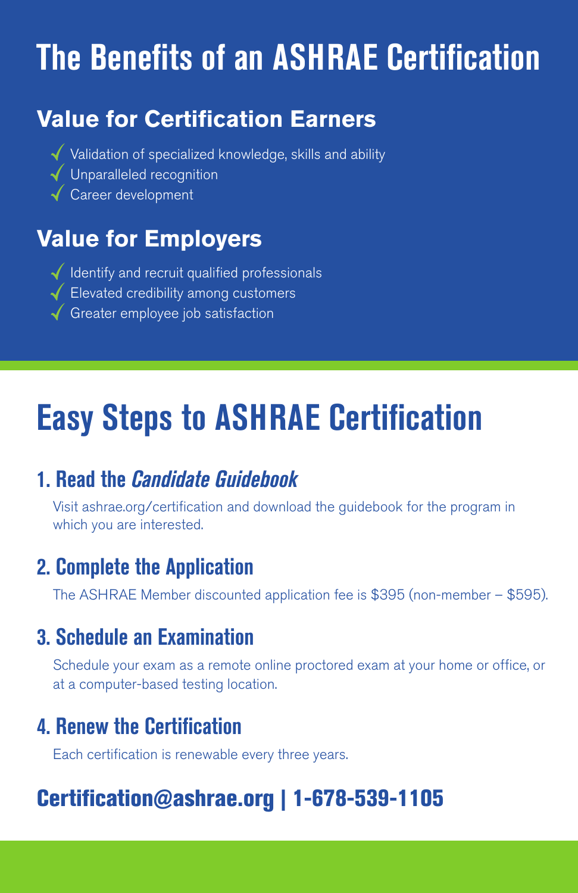# The Benefits of an ASHRAE Certification

## Value for Certification Earners

- ✓ Validation of specialized knowledge, skills and ability
- ✓ Unparalleled recognition
- ✓ Career development

## Value for Employers

- ✓ Identify and recruit qualified professionals
- ✓ Elevated credibility among customers
- ✓ Greater employee job satisfaction

# Easy Steps to ASHRAE Certification

### 1. Read the *Candidate Guidebook*

Visit ashrae.org/certification and download the guidebook for the program in which you are interested.

### 2. Complete the Application

The ASHRAE Member discounted application fee is $395 (non-member – $595).

### 3. Schedule an Examination

Schedule your exam as a remote online proctored exam at your home or office, or at a computer-based testing location.

### 4. Renew the Certification

Each certification is renewable every three years.

## Certification@ashrae.org | 1-678-539-1105